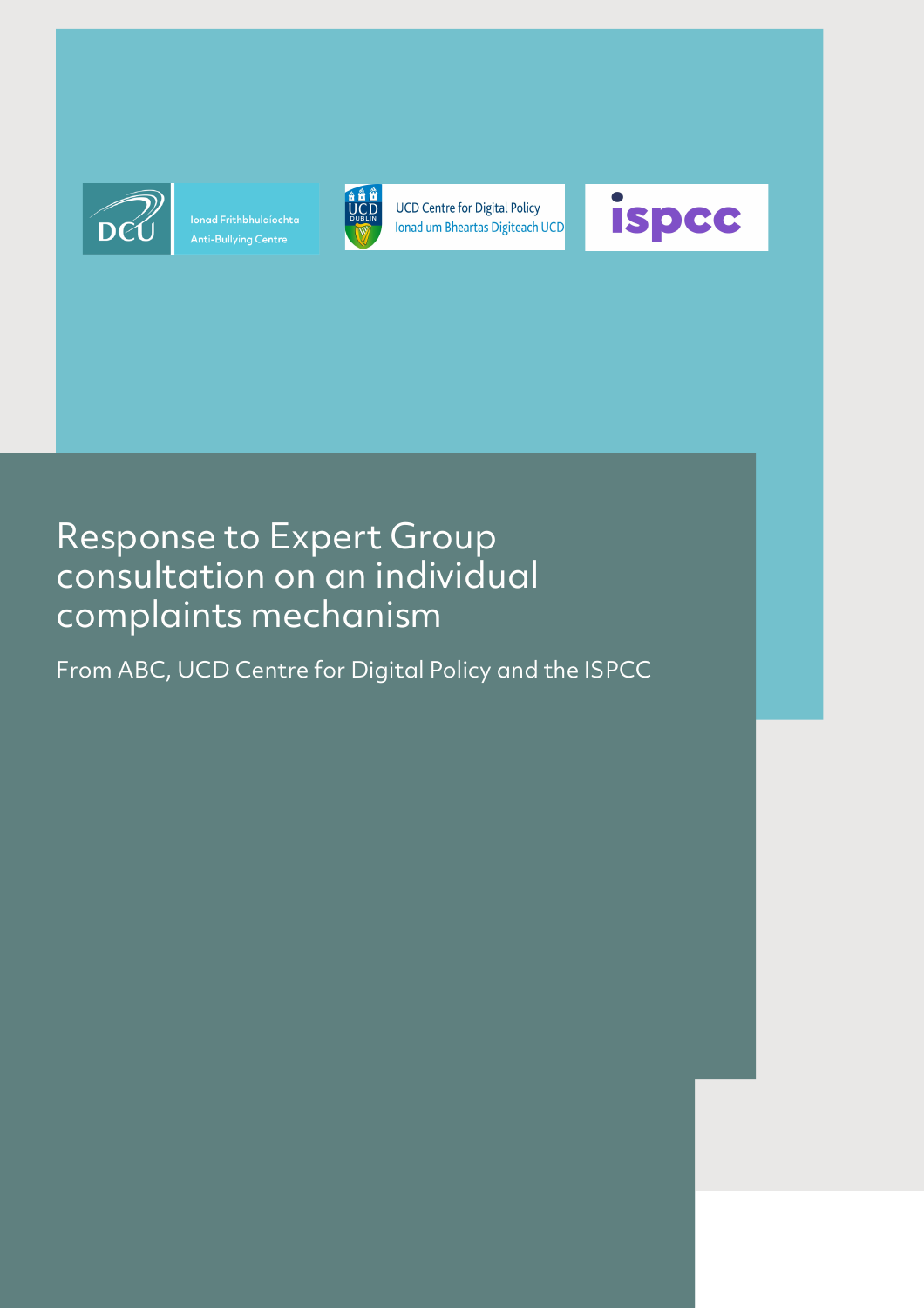Ionad Frithbhulaíochta
Anti-Bullying Centre

UCD Centre for Digital Policy
Ionad um Bheartas Digiteach UCD

ispcc

# Response to Expert Group consultation on an individual complaints mechanism

From ABC, UCD Centre for Digital Policy and the ISPCC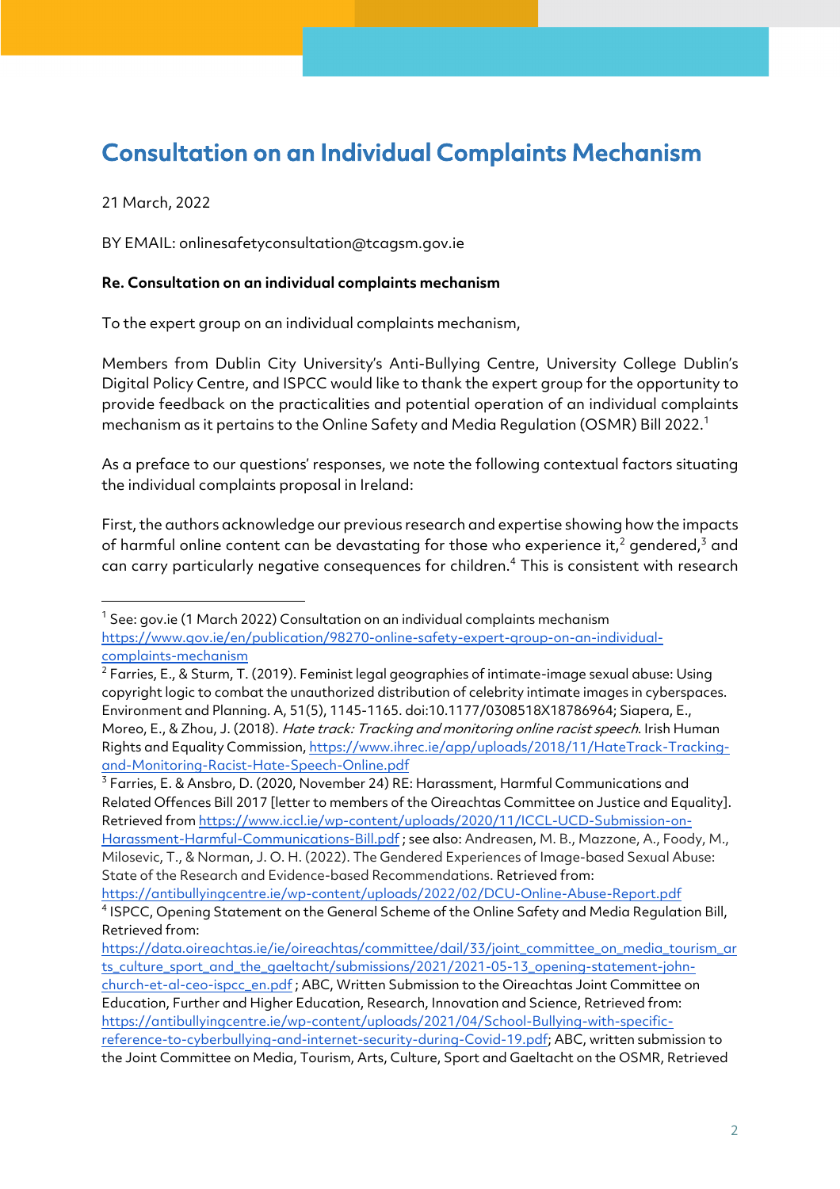# Consultation on an Individual Complaints Mechanism

21 March, 2022

BY EMAIL: onlinesafetyconsultation@tcagsm.gov.ie

**Re. Consultation on an individual complaints mechanism**

To the expert group on an individual complaints mechanism,

Members from Dublin City University's Anti-Bullying Centre, University College Dublin's Digital Policy Centre, and ISPCC would like to thank the expert group for the opportunity to provide feedback on the practicalities and potential operation of an individual complaints mechanism as it pertains to the Online Safety and Media Regulation (OSMR) Bill 2022.[1]

As a preface to our questions' responses, we note the following contextual factors situating the individual complaints proposal in Ireland:

First, the authors acknowledge our previous research and expertise showing how the impacts of harmful online content can be devastating for those who experience it,[2] gendered,[3] and can carry particularly negative consequences for children.[4] This is consistent with research

---

[1] See: gov.ie (1 March 2022) Consultation on an individual complaints mechanism https://www.gov.ie/en/publication/98270-online-safety-expert-group-on-an-individual-complaints-mechanism

[2] Farries, E., & Sturm, T. (2019). Feminist legal geographies of intimate-image sexual abuse: Using copyright logic to combat the unauthorized distribution of celebrity intimate images in cyberspaces. Environment and Planning. A, 51(5), 1145-1165. doi:10.1177/0308518X18786964; Siapera, E., Moreo, E., & Zhou, J. (2018). *Hate track: Tracking and monitoring online racist speech*. Irish Human Rights and Equality Commission, https://www.ihrec.ie/app/uploads/2018/11/HateTrack-Tracking-and-Monitoring-Racist-Hate-Speech-Online.pdf

[3] Farries, E. & Ansbro, D. (2020, November 24) RE: Harassment, Harmful Communications and Related Offences Bill 2017 [letter to members of the Oireachtas Committee on Justice and Equality]. Retrieved from https://www.iccl.ie/wp-content/uploads/2020/11/ICCL-UCD-Submission-on-Harassment-Harmful-Communications-Bill.pdf ; see also: Andreasen, M. B., Mazzone, A., Foody, M., Milosevic, T., & Norman, J. O. H. (2022). The Gendered Experiences of Image-based Sexual Abuse: State of the Research and Evidence-based Recommendations. Retrieved from: https://antibullyingcentre.ie/wp-content/uploads/2022/02/DCU-Online-Abuse-Report.pdf

[4] ISPCC, Opening Statement on the General Scheme of the Online Safety and Media Regulation Bill, Retrieved from: https://data.oireachtas.ie/ie/oireachtas/committee/dail/33/joint_committee_on_media_tourism_arts_culture_sport_and_the_gaeltacht/submissions/2021/2021-05-13_opening-statement-john-church-et-al-ceo-ispcc_en.pdf ; ABC, Written Submission to the Oireachtas Joint Committee on Education, Further and Higher Education, Research, Innovation and Science, Retrieved from: https://antibullyingcentre.ie/wp-content/uploads/2021/04/School-Bullying-with-specific-reference-to-cyberbullying-and-internet-security-during-Covid-19.pdf; ABC, written submission to the Joint Committee on Media, Tourism, Arts, Culture, Sport and Gaeltacht on the OSMR, Retrieved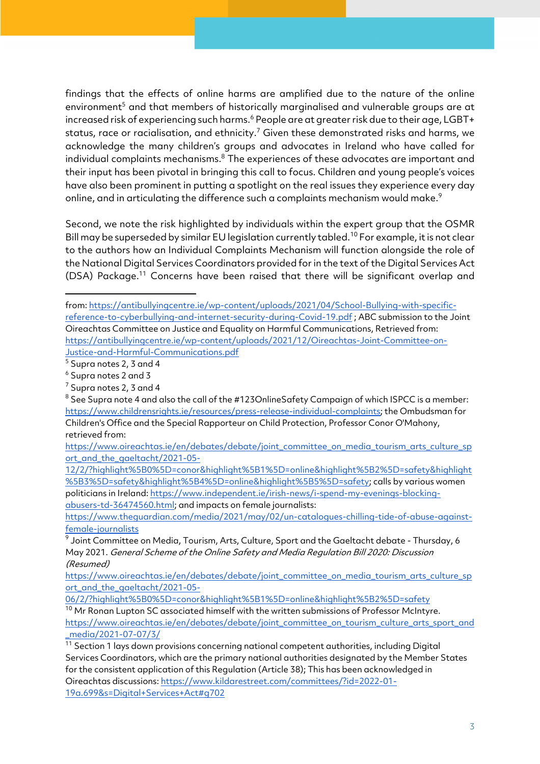findings that the effects of online harms are amplified due to the nature of the online environment[5] and that members of historically marginalised and vulnerable groups are at increased risk of experiencing such harms.[6] People are at greater risk due to their age, LGBT+ status, race or racialisation, and ethnicity.[7] Given these demonstrated risks and harms, we acknowledge the many children's groups and advocates in Ireland who have called for individual complaints mechanisms.[8] The experiences of these advocates are important and their input has been pivotal in bringing this call to focus. Children and young people's voices have also been prominent in putting a spotlight on the real issues they experience every day online, and in articulating the difference such a complaints mechanism would make.[9]

Second, we note the risk highlighted by individuals within the expert group that the OSMR Bill may be superseded by similar EU legislation currently tabled.[10] For example, it is not clear to the authors how an Individual Complaints Mechanism will function alongside the role of the National Digital Services Coordinators provided for in the text of the Digital Services Act (DSA) Package.[11] Concerns have been raised that there will be significant overlap and

---

from: https://antibullyingcentre.ie/wp-content/uploads/2021/04/School-Bullying-with-specific-reference-to-cyberbullying-and-internet-security-during-Covid-19.pdf ; ABC submission to the Joint Oireachtas Committee on Justice and Equality on Harmful Communications, Retrieved from: https://antibullyingcentre.ie/wp-content/uploads/2021/12/Oireachtas-Joint-Committee-on-Justice-and-Harmful-Communications.pdf

[5] Supra notes 2, 3 and 4

[6] Supra notes 2 and 3

[7] Supra notes 2, 3 and 4

[8] See Supra note 4 and also the call of the #123OnlineSafety Campaign of which ISPCC is a member: https://www.childrensrights.ie/resources/press-release-individual-complaints; the Ombudsman for Children's Office and the Special Rapporteur on Child Protection, Professor Conor O'Mahony, retrieved from: https://www.oireachtas.ie/en/debates/debate/joint_committee_on_media_tourism_arts_culture_sport_and_the_gaeltacht/2021-05-12/2/?highlight%5B0%5D=conor&highlight%5B1%5D=online&highlight%5B2%5D=safety&highlight%5B3%5D=safety&highlight%5B4%5D=online&highlight%5B5%5D=safety; calls by various women politicians in Ireland: https://www.independent.ie/irish-news/i-spend-my-evenings-blocking-abusers-td-36474560.html; and impacts on female journalists: https://www.theguardian.com/media/2021/may/02/un-catalogues-chilling-tide-of-abuse-against-female-journalists

[9] Joint Committee on Media, Tourism, Arts, Culture, Sport and the Gaeltacht debate - Thursday, 6 May 2021. *General Scheme of the Online Safety and Media Regulation Bill 2020: Discussion (Resumed)* https://www.oireachtas.ie/en/debates/debate/joint_committee_on_media_tourism_arts_culture_sport_and_the_gaeltacht/2021-05-06/2/?highlight%5B0%5D=conor&highlight%5B1%5D=online&highlight%5B2%5D=safety

[10] Mr Ronan Lupton SC associated himself with the written submissions of Professor McIntyre. https://www.oireachtas.ie/en/debates/debate/joint_committee_on_tourism_culture_arts_sport_and_media/2021-07-07/3/

[11] Section 1 lays down provisions concerning national competent authorities, including Digital Services Coordinators, which are the primary national authorities designated by the Member States for the consistent application of this Regulation (Article 38); This has been acknowledged in Oireachtas discussions: https://www.kildarestreet.com/committees/?id=2022-01-19a.699&s=Digital+Services+Act#g702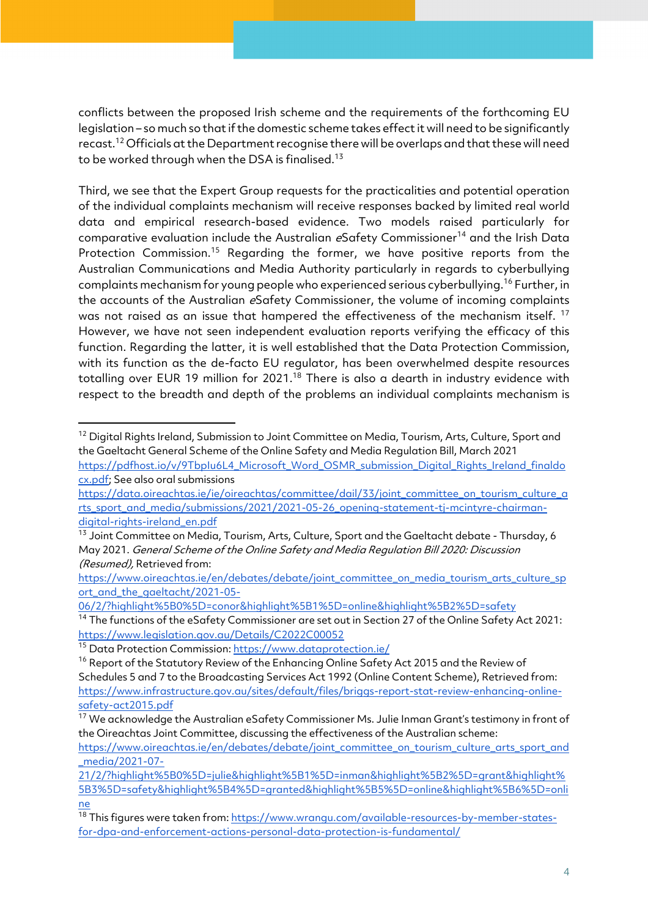conflicts between the proposed Irish scheme and the requirements of the forthcoming EU legislation – so much so that if the domestic scheme takes effect it will need to be significantly recast.[12] Officials at the Department recognise there will be overlaps and that these will need to be worked through when the DSA is finalised.[13]

Third, we see that the Expert Group requests for the practicalities and potential operation of the individual complaints mechanism will receive responses backed by limited real world data and empirical research-based evidence. Two models raised particularly for comparative evaluation include the Australian *e*Safety Commissioner[14] and the Irish Data Protection Commission.[15] Regarding the former, we have positive reports from the Australian Communications and Media Authority particularly in regards to cyberbullying complaints mechanism for young people who experienced serious cyberbullying.[16] Further, in the accounts of the Australian *e*Safety Commissioner, the volume of incoming complaints was not raised as an issue that hampered the effectiveness of the mechanism itself. [17] However, we have not seen independent evaluation reports verifying the efficacy of this function. Regarding the latter, it is well established that the Data Protection Commission, with its function as the de-facto EU regulator, has been overwhelmed despite resources totalling over EUR 19 million for 2021.[18] There is also a dearth in industry evidence with respect to the breadth and depth of the problems an individual complaints mechanism is

---

[12] Digital Rights Ireland, Submission to Joint Committee on Media, Tourism, Arts, Culture, Sport and the Gaeltacht General Scheme of the Online Safety and Media Regulation Bill, March 2021 https://pdfhost.io/v/9TbpIu6L4_Microsoft_Word_OSMR_submission_Digital_Rights_Ireland_finaldocx.pdf; See also oral submissions https://data.oireachtas.ie/ie/oireachtas/committee/dail/33/joint_committee_on_tourism_culture_arts_sport_and_media/submissions/2021/2021-05-26_opening-statement-tj-mcintyre-chairman-digital-rights-ireland_en.pdf

[13] Joint Committee on Media, Tourism, Arts, Culture, Sport and the Gaeltacht debate - Thursday, 6 May 2021. *General Scheme of the Online Safety and Media Regulation Bill 2020: Discussion (Resumed),* Retrieved from: https://www.oireachtas.ie/en/debates/debate/joint_committee_on_media_tourism_arts_culture_sport_and_the_gaeltacht/2021-05-06/2/?highlight%5B0%5D=conor&highlight%5B1%5D=online&highlight%5B2%5D=safety

[14] The functions of the eSafety Commissioner are set out in Section 27 of the Online Safety Act 2021: https://www.legislation.gov.au/Details/C2022C00052

[15] Data Protection Commission: https://www.dataprotection.ie/

[16] Report of the Statutory Review of the Enhancing Online Safety Act 2015 and the Review of Schedules 5 and 7 to the Broadcasting Services Act 1992 (Online Content Scheme), Retrieved from: https://www.infrastructure.gov.au/sites/default/files/briggs-report-stat-review-enhancing-online-safety-act2015.pdf

[17] We acknowledge the Australian eSafety Commissioner Ms. Julie Inman Grant's testimony in front of the Oireachtas Joint Committee, discussing the effectiveness of the Australian scheme: https://www.oireachtas.ie/en/debates/debate/joint_committee_on_tourism_culture_arts_sport_and_media/2021-07-21/2/?highlight%5B0%5D=julie&highlight%5B1%5D=inman&highlight%5B2%5D=grant&highlight%5B3%5D=safety&highlight%5B4%5D=granted&highlight%5B5%5D=online&highlight%5B6%5D=online

[18] This figures were taken from: https://www.wrangu.com/available-resources-by-member-states-for-dpa-and-enforcement-actions-personal-data-protection-is-fundamental/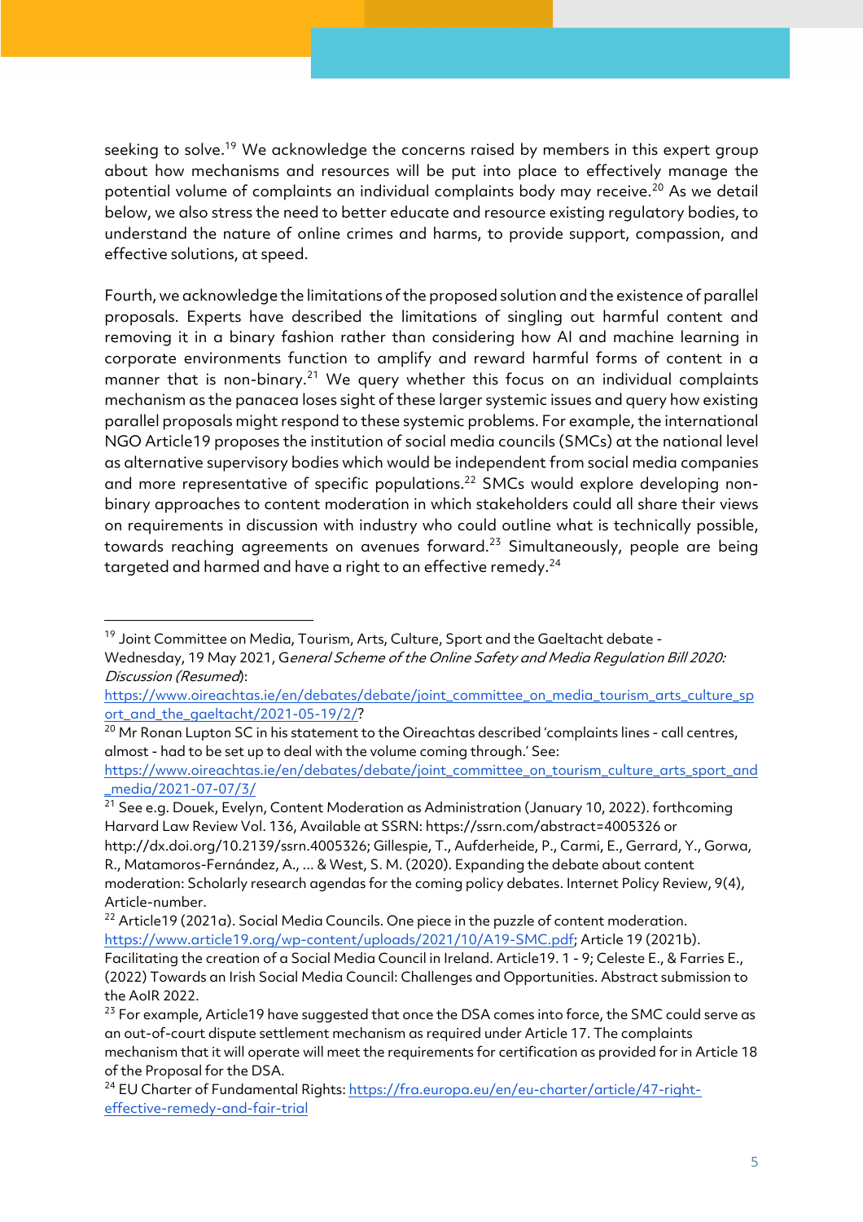seeking to solve.[19] We acknowledge the concerns raised by members in this expert group about how mechanisms and resources will be put into place to effectively manage the potential volume of complaints an individual complaints body may receive.[20] As we detail below, we also stress the need to better educate and resource existing regulatory bodies, to understand the nature of online crimes and harms, to provide support, compassion, and effective solutions, at speed.

Fourth, we acknowledge the limitations of the proposed solution and the existence of parallel proposals. Experts have described the limitations of singling out harmful content and removing it in a binary fashion rather than considering how AI and machine learning in corporate environments function to amplify and reward harmful forms of content in a manner that is non-binary.[21] We query whether this focus on an individual complaints mechanism as the panacea loses sight of these larger systemic issues and query how existing parallel proposals might respond to these systemic problems. For example, the international NGO Article19 proposes the institution of social media councils (SMCs) at the national level as alternative supervisory bodies which would be independent from social media companies and more representative of specific populations.[22] SMCs would explore developing non-binary approaches to content moderation in which stakeholders could all share their views on requirements in discussion with industry who could outline what is technically possible, towards reaching agreements on avenues forward.[23] Simultaneously, people are being targeted and harmed and have a right to an effective remedy.[24]

---

[19] Joint Committee on Media, Tourism, Arts, Culture, Sport and the Gaeltacht debate - Wednesday, 19 May 2021, G*eneral Scheme of the Online Safety and Media Regulation Bill 2020: Discussion (Resumed*): https://www.oireachtas.ie/en/debates/debate/joint_committee_on_media_tourism_arts_culture_sport_and_the_gaeltacht/2021-05-19/2/?

[20] Mr Ronan Lupton SC in his statement to the Oireachtas described 'complaints lines - call centres, almost - had to be set up to deal with the volume coming through.' See: https://www.oireachtas.ie/en/debates/debate/joint_committee_on_tourism_culture_arts_sport_and_media/2021-07-07/3/

[21] See e.g. Douek, Evelyn, Content Moderation as Administration (January 10, 2022). forthcoming Harvard Law Review Vol. 136, Available at SSRN: https://ssrn.com/abstract=4005326 or http://dx.doi.org/10.2139/ssrn.4005326; Gillespie, T., Aufderheide, P., Carmi, E., Gerrard, Y., Gorwa, R., Matamoros-Fernández, A., ... & West, S. M. (2020). Expanding the debate about content moderation: Scholarly research agendas for the coming policy debates. Internet Policy Review, 9(4), Article-number.

[22] Article19 (2021a). Social Media Councils. One piece in the puzzle of content moderation. https://www.article19.org/wp-content/uploads/2021/10/A19-SMC.pdf; Article 19 (2021b). Facilitating the creation of a Social Media Council in Ireland. Article19. 1 - 9; Celeste E., & Farries E., (2022) Towards an Irish Social Media Council: Challenges and Opportunities. Abstract submission to the AoIR 2022.

[23] For example, Article19 have suggested that once the DSA comes into force, the SMC could serve as an out-of-court dispute settlement mechanism as required under Article 17. The complaints mechanism that it will operate will meet the requirements for certification as provided for in Article 18 of the Proposal for the DSA.

[24] EU Charter of Fundamental Rights: https://fra.europa.eu/en/eu-charter/article/47-right-effective-remedy-and-fair-trial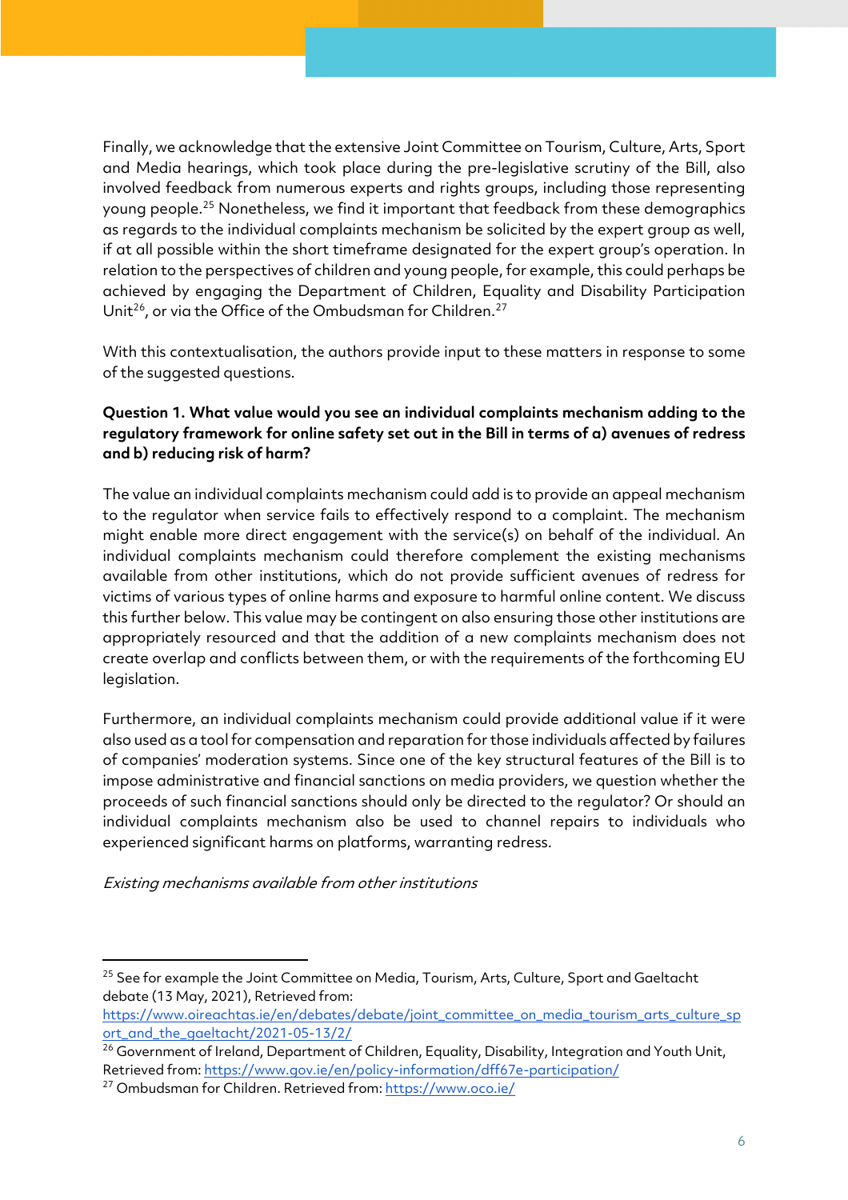Finally, we acknowledge that the extensive Joint Committee on Tourism, Culture, Arts, Sport and Media hearings, which took place during the pre-legislative scrutiny of the Bill, also involved feedback from numerous experts and rights groups, including those representing young people.[25] Nonetheless, we find it important that feedback from these demographics as regards to the individual complaints mechanism be solicited by the expert group as well, if at all possible within the short timeframe designated for the expert group's operation. In relation to the perspectives of children and young people, for example, this could perhaps be achieved by engaging the Department of Children, Equality and Disability Participation Unit[26], or via the Office of the Ombudsman for Children.[27]

With this contextualisation, the authors provide input to these matters in response to some of the suggested questions.

**Question 1. What value would you see an individual complaints mechanism adding to the regulatory framework for online safety set out in the Bill in terms of a) avenues of redress and b) reducing risk of harm?**

The value an individual complaints mechanism could add is to provide an appeal mechanism to the regulator when service fails to effectively respond to a complaint. The mechanism might enable more direct engagement with the service(s) on behalf of the individual. An individual complaints mechanism could therefore complement the existing mechanisms available from other institutions, which do not provide sufficient avenues of redress for victims of various types of online harms and exposure to harmful online content. We discuss this further below. This value may be contingent on also ensuring those other institutions are appropriately resourced and that the addition of a new complaints mechanism does not create overlap and conflicts between them, or with the requirements of the forthcoming EU legislation.

Furthermore, an individual complaints mechanism could provide additional value if it were also used as a tool for compensation and reparation for those individuals affected by failures of companies' moderation systems. Since one of the key structural features of the Bill is to impose administrative and financial sanctions on media providers, we question whether the proceeds of such financial sanctions should only be directed to the regulator? Or should an individual complaints mechanism also be used to channel repairs to individuals who experienced significant harms on platforms, warranting redress.

*Existing mechanisms available from other institutions*

---

[25] See for example the Joint Committee on Media, Tourism, Arts, Culture, Sport and Gaeltacht debate (13 May, 2021), Retrieved from: https://www.oireachtas.ie/en/debates/debate/joint_committee_on_media_tourism_arts_culture_sport_and_the_gaeltacht/2021-05-13/2/

[26] Government of Ireland, Department of Children, Equality, Disability, Integration and Youth Unit, Retrieved from: https://www.gov.ie/en/policy-information/dff67e-participation/

[27] Ombudsman for Children. Retrieved from: https://www.oco.ie/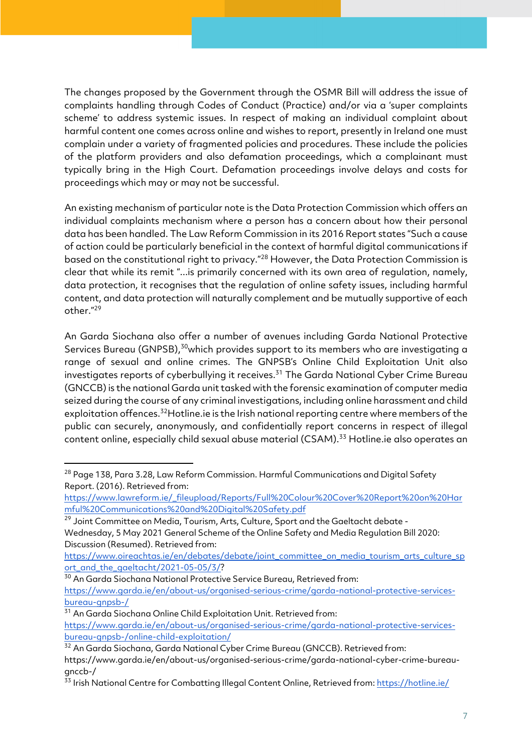The changes proposed by the Government through the OSMR Bill will address the issue of complaints handling through Codes of Conduct (Practice) and/or via a 'super complaints scheme' to address systemic issues. In respect of making an individual complaint about harmful content one comes across online and wishes to report, presently in Ireland one must complain under a variety of fragmented policies and procedures. These include the policies of the platform providers and also defamation proceedings, which a complainant must typically bring in the High Court. Defamation proceedings involve delays and costs for proceedings which may or may not be successful.

An existing mechanism of particular note is the Data Protection Commission which offers an individual complaints mechanism where a person has a concern about how their personal data has been handled. The Law Reform Commission in its 2016 Report states "Such a cause of action could be particularly beneficial in the context of harmful digital communications if based on the constitutional right to privacy."[28] However, the Data Protection Commission is clear that while its remit "...is primarily concerned with its own area of regulation, namely, data protection, it recognises that the regulation of online safety issues, including harmful content, and data protection will naturally complement and be mutually supportive of each other."[29]

An Garda Siochana also offer a number of avenues including Garda National Protective Services Bureau (GNPSB),[30]which provides support to its members who are investigating a range of sexual and online crimes. The GNPSB's Online Child Exploitation Unit also investigates reports of cyberbullying it receives.[31] The Garda National Cyber Crime Bureau (GNCCB) is the national Garda unit tasked with the forensic examination of computer media seized during the course of any criminal investigations, including online harassment and child exploitation offences.[32]Hotline.ie is the Irish national reporting centre where members of the public can securely, anonymously, and confidentially report concerns in respect of illegal content online, especially child sexual abuse material (CSAM).[33] Hotline.ie also operates an

---

[28] Page 138, Para 3.28, Law Reform Commission. Harmful Communications and Digital Safety Report. (2016). Retrieved from: https://www.lawreform.ie/_fileupload/Reports/Full%20Colour%20Cover%20Report%20on%20Harmful%20Communications%20and%20Digital%20Safety.pdf

[29] Joint Committee on Media, Tourism, Arts, Culture, Sport and the Gaeltacht debate - Wednesday, 5 May 2021 General Scheme of the Online Safety and Media Regulation Bill 2020: Discussion (Resumed). Retrieved from: https://www.oireachtas.ie/en/debates/debate/joint_committee_on_media_tourism_arts_culture_sport_and_the_gaeltacht/2021-05-05/3/?

[30] An Garda Siochana National Protective Service Bureau, Retrieved from: https://www.garda.ie/en/about-us/organised-serious-crime/garda-national-protective-services-bureau-gnpsb-/

[31] An Garda Siochana Online Child Exploitation Unit. Retrieved from: https://www.garda.ie/en/about-us/organised-serious-crime/garda-national-protective-services-bureau-gnpsb-/online-child-exploitation/

[32] An Garda Siochana, Garda National Cyber Crime Bureau (GNCCB). Retrieved from: https://www.garda.ie/en/about-us/organised-serious-crime/garda-national-cyber-crime-bureau-gnccb-/

[33] Irish National Centre for Combatting Illegal Content Online, Retrieved from: https://hotline.ie/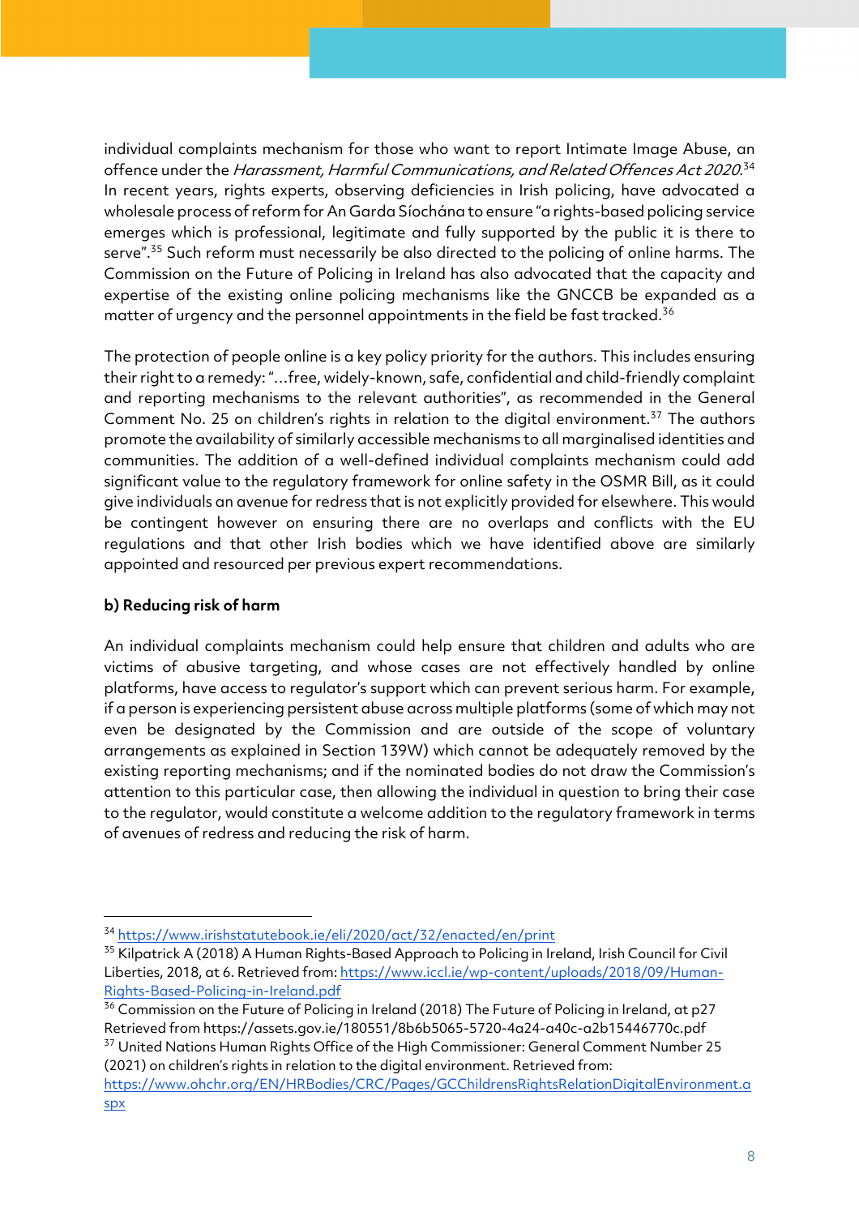individual complaints mechanism for those who want to report Intimate Image Abuse, an offence under the *Harassment, Harmful Communications, and Related Offences Act 2020*.[34] In recent years, rights experts, observing deficiencies in Irish policing, have advocated a wholesale process of reform for An Garda Síochána to ensure "a rights-based policing service emerges which is professional, legitimate and fully supported by the public it is there to serve".[35] Such reform must necessarily be also directed to the policing of online harms. The Commission on the Future of Policing in Ireland has also advocated that the capacity and expertise of the existing online policing mechanisms like the GNCCB be expanded as a matter of urgency and the personnel appointments in the field be fast tracked.[36]

The protection of people online is a key policy priority for the authors. This includes ensuring their right to a remedy: "…free, widely-known, safe, confidential and child-friendly complaint and reporting mechanisms to the relevant authorities", as recommended in the General Comment No. 25 on children's rights in relation to the digital environment.[37] The authors promote the availability of similarly accessible mechanisms to all marginalised identities and communities. The addition of a well-defined individual complaints mechanism could add significant value to the regulatory framework for online safety in the OSMR Bill, as it could give individuals an avenue for redress that is not explicitly provided for elsewhere. This would be contingent however on ensuring there are no overlaps and conflicts with the EU regulations and that other Irish bodies which we have identified above are similarly appointed and resourced per previous expert recommendations.

**b) Reducing risk of harm**

An individual complaints mechanism could help ensure that children and adults who are victims of abusive targeting, and whose cases are not effectively handled by online platforms, have access to regulator's support which can prevent serious harm. For example, if a person is experiencing persistent abuse across multiple platforms (some of which may not even be designated by the Commission and are outside of the scope of voluntary arrangements as explained in Section 139W) which cannot be adequately removed by the existing reporting mechanisms; and if the nominated bodies do not draw the Commission's attention to this particular case, then allowing the individual in question to bring their case to the regulator, would constitute a welcome addition to the regulatory framework in terms of avenues of redress and reducing the risk of harm.

---

[34] https://www.irishstatutebook.ie/eli/2020/act/32/enacted/en/print

[35] Kilpatrick A (2018) A Human Rights-Based Approach to Policing in Ireland, Irish Council for Civil Liberties, 2018, at 6. Retrieved from: https://www.iccl.ie/wp-content/uploads/2018/09/Human-Rights-Based-Policing-in-Ireland.pdf

[36] Commission on the Future of Policing in Ireland (2018) The Future of Policing in Ireland, at p27 Retrieved from https://assets.gov.ie/180551/8b6b5065-5720-4a24-a40c-a2b15446770c.pdf

[37] United Nations Human Rights Office of the High Commissioner: General Comment Number 25 (2021) on children's rights in relation to the digital environment. Retrieved from: https://www.ohchr.org/EN/HRBodies/CRC/Pages/GCChildrensRightsRelationDigitalEnvironment.aspx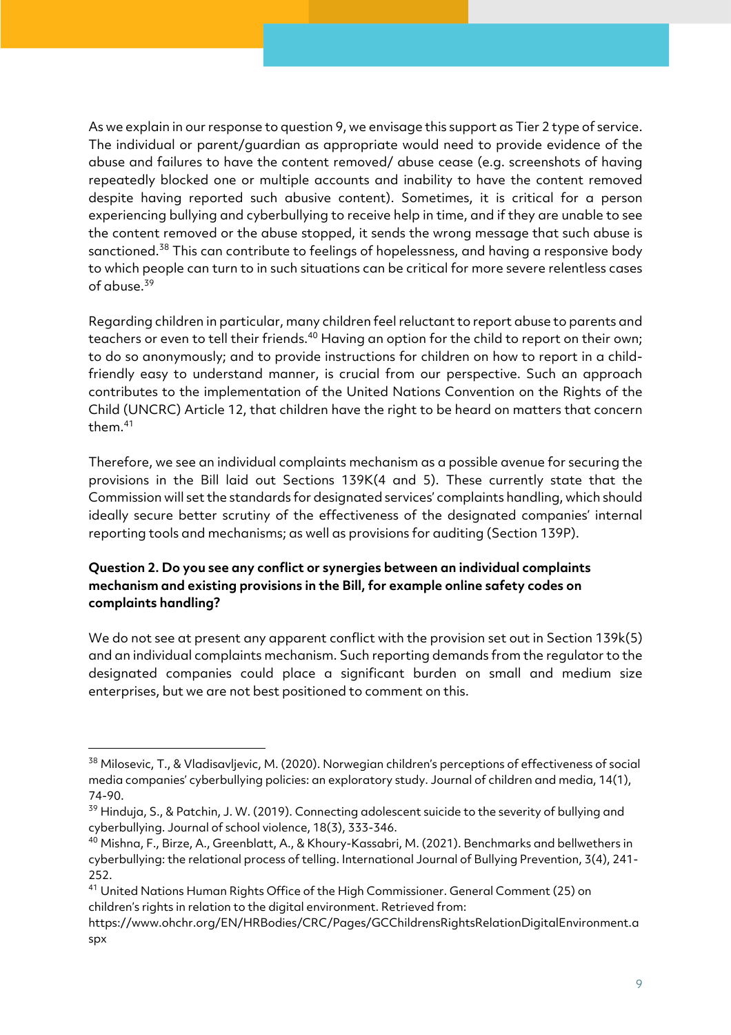As we explain in our response to question 9, we envisage this support as Tier 2 type of service. The individual or parent/guardian as appropriate would need to provide evidence of the abuse and failures to have the content removed/ abuse cease (e.g. screenshots of having repeatedly blocked one or multiple accounts and inability to have the content removed despite having reported such abusive content). Sometimes, it is critical for a person experiencing bullying and cyberbullying to receive help in time, and if they are unable to see the content removed or the abuse stopped, it sends the wrong message that such abuse is sanctioned.[38] This can contribute to feelings of hopelessness, and having a responsive body to which people can turn to in such situations can be critical for more severe relentless cases of abuse.[39]

Regarding children in particular, many children feel reluctant to report abuse to parents and teachers or even to tell their friends.[40] Having an option for the child to report on their own; to do so anonymously; and to provide instructions for children on how to report in a child-friendly easy to understand manner, is crucial from our perspective. Such an approach contributes to the implementation of the United Nations Convention on the Rights of the Child (UNCRC) Article 12, that children have the right to be heard on matters that concern them.[41]

Therefore, we see an individual complaints mechanism as a possible avenue for securing the provisions in the Bill laid out Sections 139K(4 and 5). These currently state that the Commission will set the standards for designated services' complaints handling, which should ideally secure better scrutiny of the effectiveness of the designated companies' internal reporting tools and mechanisms; as well as provisions for auditing (Section 139P).

**Question 2. Do you see any conflict or synergies between an individual complaints mechanism and existing provisions in the Bill, for example online safety codes on complaints handling?**

We do not see at present any apparent conflict with the provision set out in Section 139k(5) and an individual complaints mechanism. Such reporting demands from the regulator to the designated companies could place a significant burden on small and medium size enterprises, but we are not best positioned to comment on this.

---

[38] Milosevic, T., & Vladisavljevic, M. (2020). Norwegian children's perceptions of effectiveness of social media companies' cyberbullying policies: an exploratory study. Journal of children and media, 14(1), 74-90.

[39] Hinduja, S., & Patchin, J. W. (2019). Connecting adolescent suicide to the severity of bullying and cyberbullying. Journal of school violence, 18(3), 333-346.

[40] Mishna, F., Birze, A., Greenblatt, A., & Khoury-Kassabri, M. (2021). Benchmarks and bellwethers in cyberbullying: the relational process of telling. International Journal of Bullying Prevention, 3(4), 241-252.

[41] United Nations Human Rights Office of the High Commissioner. General Comment (25) on children's rights in relation to the digital environment. Retrieved from: https://www.ohchr.org/EN/HRBodies/CRC/Pages/GCChildrensRightsRelationDigitalEnvironment.aspx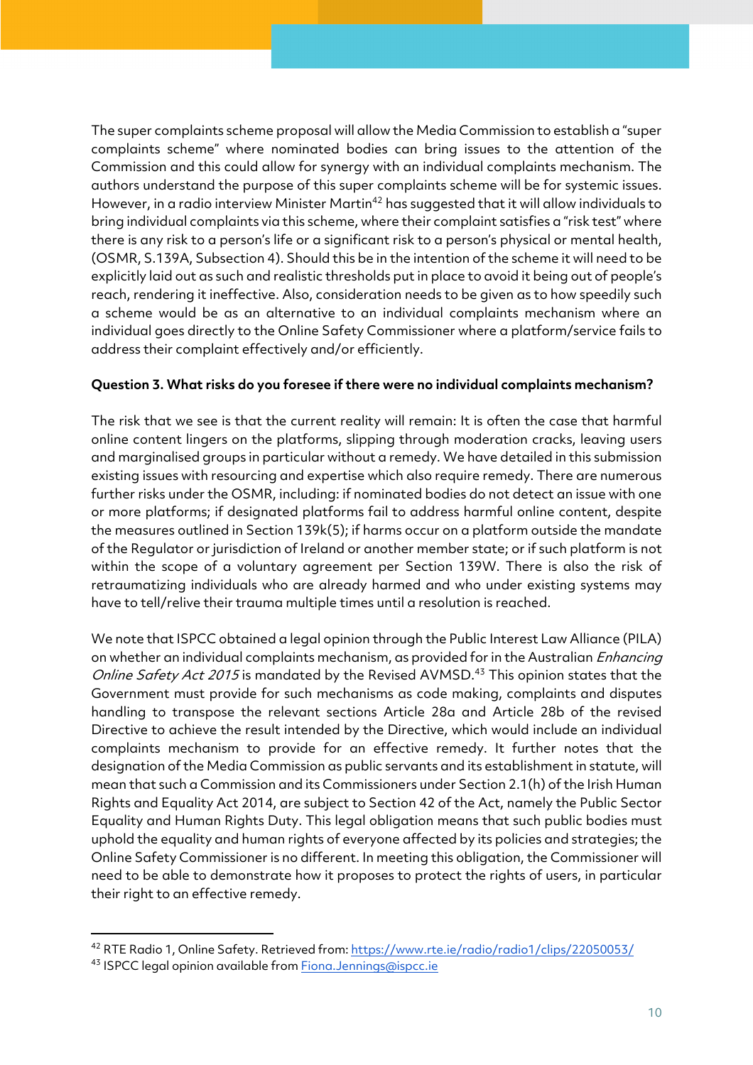The super complaints scheme proposal will allow the Media Commission to establish a "super complaints scheme" where nominated bodies can bring issues to the attention of the Commission and this could allow for synergy with an individual complaints mechanism. The authors understand the purpose of this super complaints scheme will be for systemic issues. However, in a radio interview Minister Martin[42] has suggested that it will allow individuals to bring individual complaints via this scheme, where their complaint satisfies a "risk test" where there is any risk to a person's life or a significant risk to a person's physical or mental health, (OSMR, S.139A, Subsection 4). Should this be in the intention of the scheme it will need to be explicitly laid out as such and realistic thresholds put in place to avoid it being out of people's reach, rendering it ineffective. Also, consideration needs to be given as to how speedily such a scheme would be as an alternative to an individual complaints mechanism where an individual goes directly to the Online Safety Commissioner where a platform/service fails to address their complaint effectively and/or efficiently.

**Question 3. What risks do you foresee if there were no individual complaints mechanism?**

The risk that we see is that the current reality will remain: It is often the case that harmful online content lingers on the platforms, slipping through moderation cracks, leaving users and marginalised groups in particular without a remedy. We have detailed in this submission existing issues with resourcing and expertise which also require remedy. There are numerous further risks under the OSMR, including: if nominated bodies do not detect an issue with one or more platforms; if designated platforms fail to address harmful online content, despite the measures outlined in Section 139k(5); if harms occur on a platform outside the mandate of the Regulator or jurisdiction of Ireland or another member state; or if such platform is not within the scope of a voluntary agreement per Section 139W. There is also the risk of retraumatizing individuals who are already harmed and who under existing systems may have to tell/relive their trauma multiple times until a resolution is reached.

We note that ISPCC obtained a legal opinion through the Public Interest Law Alliance (PILA) on whether an individual complaints mechanism, as provided for in the Australian *Enhancing Online Safety Act 2015* is mandated by the Revised AVMSD.[43] This opinion states that the Government must provide for such mechanisms as code making, complaints and disputes handling to transpose the relevant sections Article 28a and Article 28b of the revised Directive to achieve the result intended by the Directive, which would include an individual complaints mechanism to provide for an effective remedy. It further notes that the designation of the Media Commission as public servants and its establishment in statute, will mean that such a Commission and its Commissioners under Section 2.1(h) of the Irish Human Rights and Equality Act 2014, are subject to Section 42 of the Act, namely the Public Sector Equality and Human Rights Duty. This legal obligation means that such public bodies must uphold the equality and human rights of everyone affected by its policies and strategies; the Online Safety Commissioner is no different. In meeting this obligation, the Commissioner will need to be able to demonstrate how it proposes to protect the rights of users, in particular their right to an effective remedy.

---

[42] RTE Radio 1, Online Safety. Retrieved from: https://www.rte.ie/radio/radio1/clips/22050053/

[43] ISPCC legal opinion available from Fiona.Jennings@ispcc.ie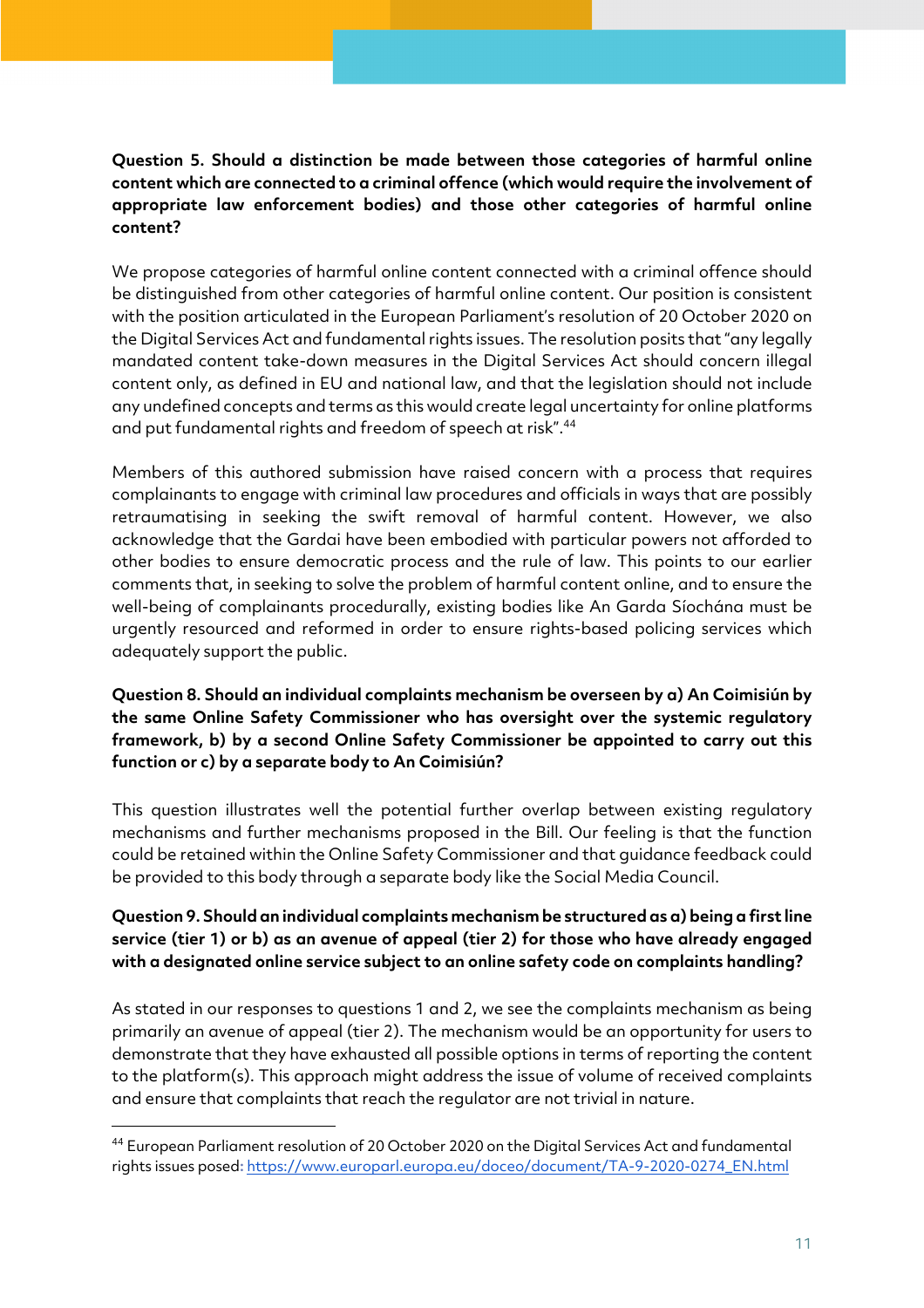**Question 5. Should a distinction be made between those categories of harmful online content which are connected to a criminal offence (which would require the involvement of appropriate law enforcement bodies) and those other categories of harmful online content?**

We propose categories of harmful online content connected with a criminal offence should be distinguished from other categories of harmful online content. Our position is consistent with the position articulated in the European Parliament's resolution of 20 October 2020 on the Digital Services Act and fundamental rights issues. The resolution posits that "any legally mandated content take-down measures in the Digital Services Act should concern illegal content only, as defined in EU and national law, and that the legislation should not include any undefined concepts and terms as this would create legal uncertainty for online platforms and put fundamental rights and freedom of speech at risk".[44]

Members of this authored submission have raised concern with a process that requires complainants to engage with criminal law procedures and officials in ways that are possibly retraumatising in seeking the swift removal of harmful content. However, we also acknowledge that the Gardai have been embodied with particular powers not afforded to other bodies to ensure democratic process and the rule of law. This points to our earlier comments that, in seeking to solve the problem of harmful content online, and to ensure the well-being of complainants procedurally, existing bodies like An Garda Síochána must be urgently resourced and reformed in order to ensure rights-based policing services which adequately support the public.

**Question 8. Should an individual complaints mechanism be overseen by a) An Coimisiún by the same Online Safety Commissioner who has oversight over the systemic regulatory framework, b) by a second Online Safety Commissioner be appointed to carry out this function or c) by a separate body to An Coimisiún?**

This question illustrates well the potential further overlap between existing regulatory mechanisms and further mechanisms proposed in the Bill. Our feeling is that the function could be retained within the Online Safety Commissioner and that guidance feedback could be provided to this body through a separate body like the Social Media Council.

**Question 9. Should an individual complaints mechanism be structured as a) being a first line service (tier 1) or b) as an avenue of appeal (tier 2) for those who have already engaged with a designated online service subject to an online safety code on complaints handling?**

As stated in our responses to questions 1 and 2, we see the complaints mechanism as being primarily an avenue of appeal (tier 2). The mechanism would be an opportunity for users to demonstrate that they have exhausted all possible options in terms of reporting the content to the platform(s). This approach might address the issue of volume of received complaints and ensure that complaints that reach the regulator are not trivial in nature.

---

[44] European Parliament resolution of 20 October 2020 on the Digital Services Act and fundamental rights issues posed: https://www.europarl.europa.eu/doceo/document/TA-9-2020-0274_EN.html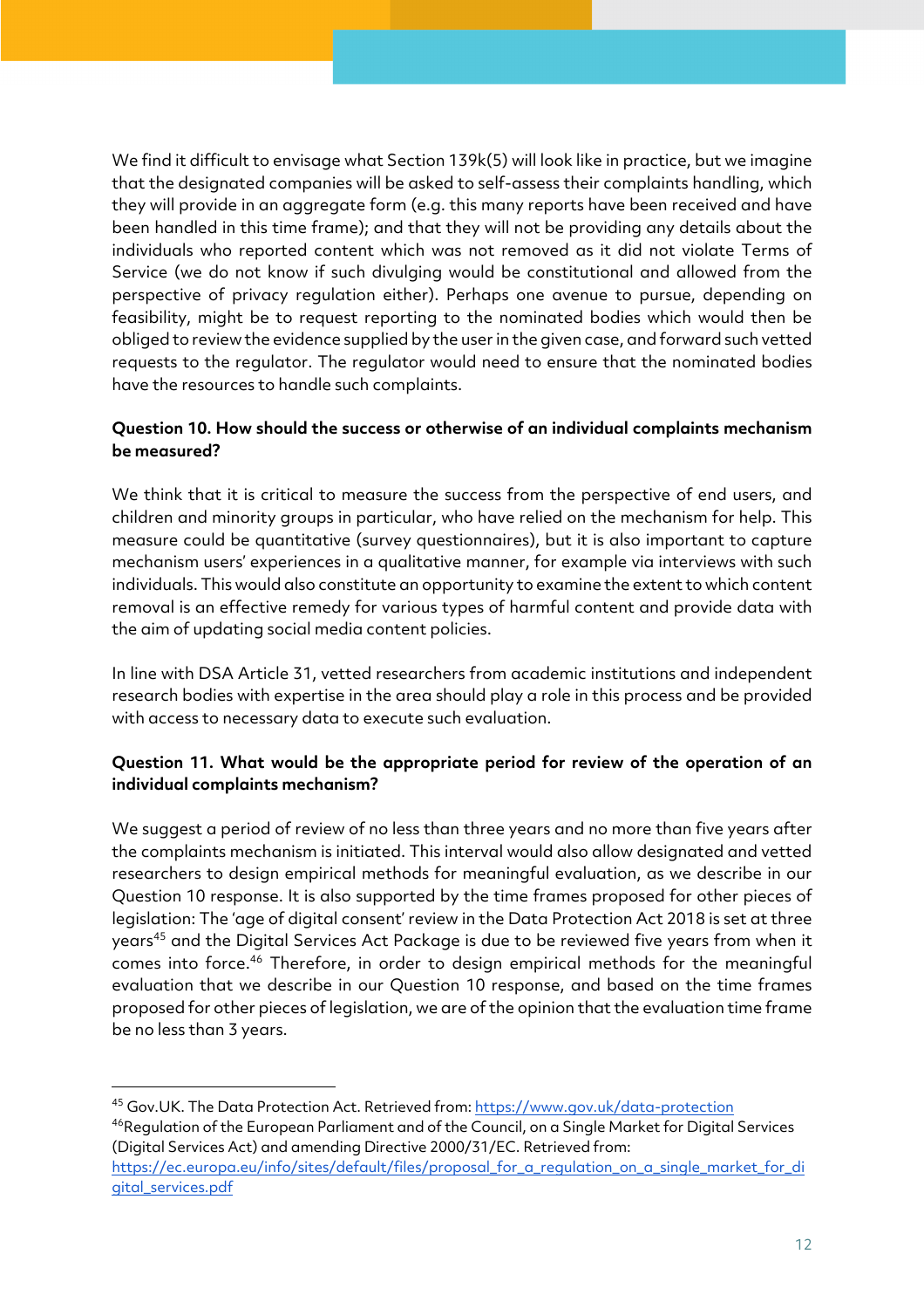We find it difficult to envisage what Section 139k(5) will look like in practice, but we imagine that the designated companies will be asked to self-assess their complaints handling, which they will provide in an aggregate form (e.g. this many reports have been received and have been handled in this time frame); and that they will not be providing any details about the individuals who reported content which was not removed as it did not violate Terms of Service (we do not know if such divulging would be constitutional and allowed from the perspective of privacy regulation either). Perhaps one avenue to pursue, depending on feasibility, might be to request reporting to the nominated bodies which would then be obliged to review the evidence supplied by the user in the given case, and forward such vetted requests to the regulator. The regulator would need to ensure that the nominated bodies have the resources to handle such complaints.

**Question 10. How should the success or otherwise of an individual complaints mechanism be measured?**

We think that it is critical to measure the success from the perspective of end users, and children and minority groups in particular, who have relied on the mechanism for help. This measure could be quantitative (survey questionnaires), but it is also important to capture mechanism users' experiences in a qualitative manner, for example via interviews with such individuals. This would also constitute an opportunity to examine the extent to which content removal is an effective remedy for various types of harmful content and provide data with the aim of updating social media content policies.

In line with DSA Article 31, vetted researchers from academic institutions and independent research bodies with expertise in the area should play a role in this process and be provided with access to necessary data to execute such evaluation.

**Question 11. What would be the appropriate period for review of the operation of an individual complaints mechanism?**

We suggest a period of review of no less than three years and no more than five years after the complaints mechanism is initiated. This interval would also allow designated and vetted researchers to design empirical methods for meaningful evaluation, as we describe in our Question 10 response. It is also supported by the time frames proposed for other pieces of legislation: The 'age of digital consent' review in the Data Protection Act 2018 is set at three years[45] and the Digital Services Act Package is due to be reviewed five years from when it comes into force.[46] Therefore, in order to design empirical methods for the meaningful evaluation that we describe in our Question 10 response, and based on the time frames proposed for other pieces of legislation, we are of the opinion that the evaluation time frame be no less than 3 years.

---

[45] Gov.UK. The Data Protection Act. Retrieved from: https://www.gov.uk/data-protection

[46] Regulation of the European Parliament and of the Council, on a Single Market for Digital Services (Digital Services Act) and amending Directive 2000/31/EC. Retrieved from: https://ec.europa.eu/info/sites/default/files/proposal_for_a_regulation_on_a_single_market_for_digital_services.pdf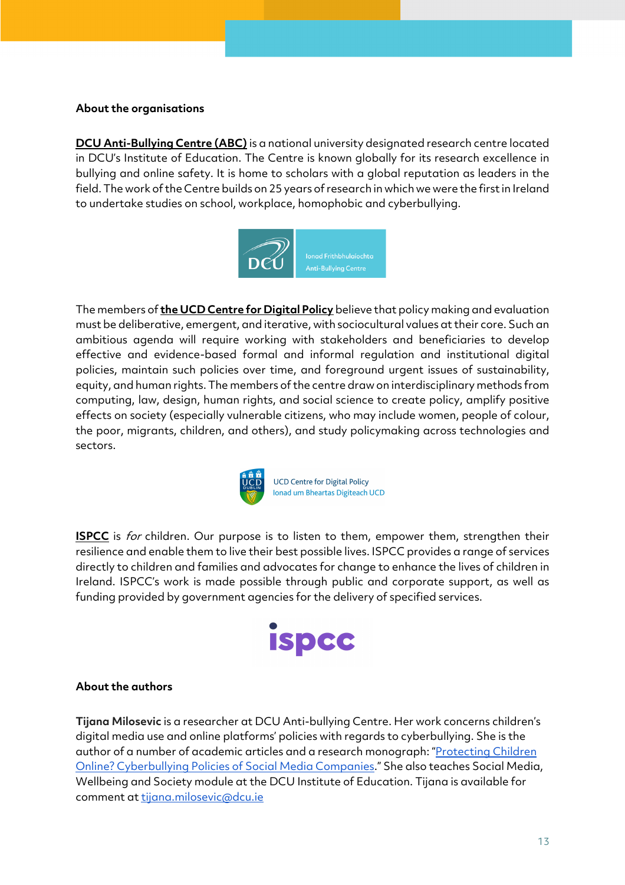**About the organisations**

**DCU Anti-Bullying Centre (ABC)** is a national university designated research centre located in DCU's Institute of Education. The Centre is known globally for its research excellence in bullying and online safety. It is home to scholars with a global reputation as leaders in the field. The work of the Centre builds on 25 years of research in which we were the first in Ireland to undertake studies on school, workplace, homophobic and cyberbullying.

The members of **the UCD Centre for Digital Policy** believe that policy making and evaluation must be deliberative, emergent, and iterative, with sociocultural values at their core. Such an ambitious agenda will require working with stakeholders and beneficiaries to develop effective and evidence-based formal and informal regulation and institutional digital policies, maintain such policies over time, and foreground urgent issues of sustainability, equity, and human rights. The members of the centre draw on interdisciplinary methods from computing, law, design, human rights, and social science to create policy, amplify positive effects on society (especially vulnerable citizens, who may include women, people of colour, the poor, migrants, children, and others), and study policymaking across technologies and sectors.

**ISPCC** is *for* children. Our purpose is to listen to them, empower them, strengthen their resilience and enable them to live their best possible lives. ISPCC provides a range of services directly to children and families and advocates for change to enhance the lives of children in Ireland. ISPCC's work is made possible through public and corporate support, as well as funding provided by government agencies for the delivery of specified services.

**About the authors**

**Tijana Milosevic** is a researcher at DCU Anti-bullying Centre. Her work concerns children's digital media use and online platforms' policies with regards to cyberbullying. She is the author of a number of academic articles and a research monograph: "Protecting Children Online? Cyberbullying Policies of Social Media Companies." She also teaches Social Media, Wellbeing and Society module at the DCU Institute of Education. Tijana is available for comment at tijana.milosevic@dcu.ie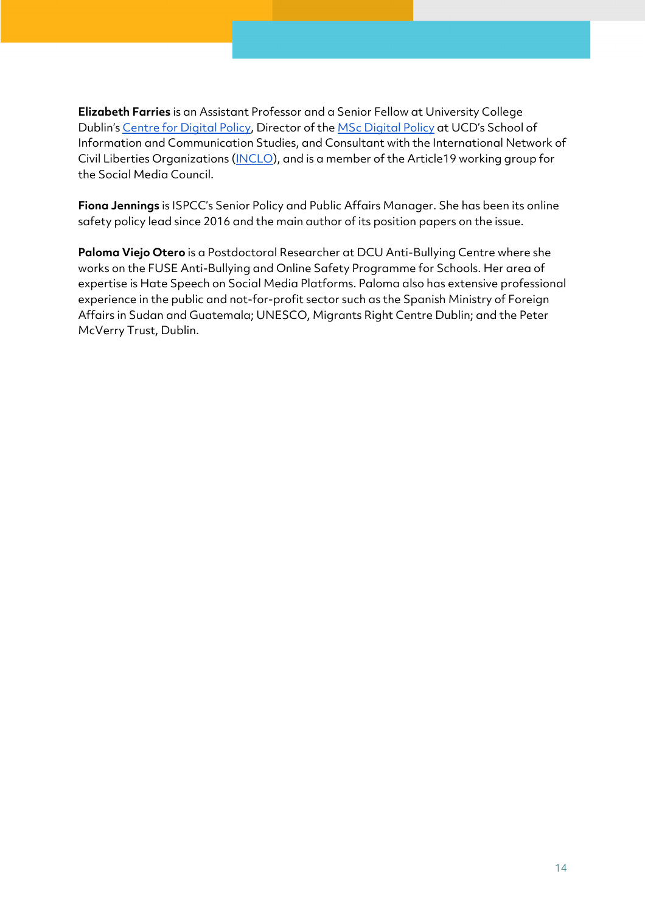**Elizabeth Farries** is an Assistant Professor and a Senior Fellow at University College Dublin's Centre for Digital Policy, Director of the MSc Digital Policy at UCD's School of Information and Communication Studies, and Consultant with the International Network of Civil Liberties Organizations (INCLO), and is a member of the Article19 working group for the Social Media Council.

**Fiona Jennings** is ISPCC's Senior Policy and Public Affairs Manager. She has been its online safety policy lead since 2016 and the main author of its position papers on the issue.

**Paloma Viejo Otero** is a Postdoctoral Researcher at DCU Anti-Bullying Centre where she works on the FUSE Anti-Bullying and Online Safety Programme for Schools. Her area of expertise is Hate Speech on Social Media Platforms. Paloma also has extensive professional experience in the public and not-for-profit sector such as the Spanish Ministry of Foreign Affairs in Sudan and Guatemala; UNESCO, Migrants Right Centre Dublin; and the Peter McVerry Trust, Dublin.